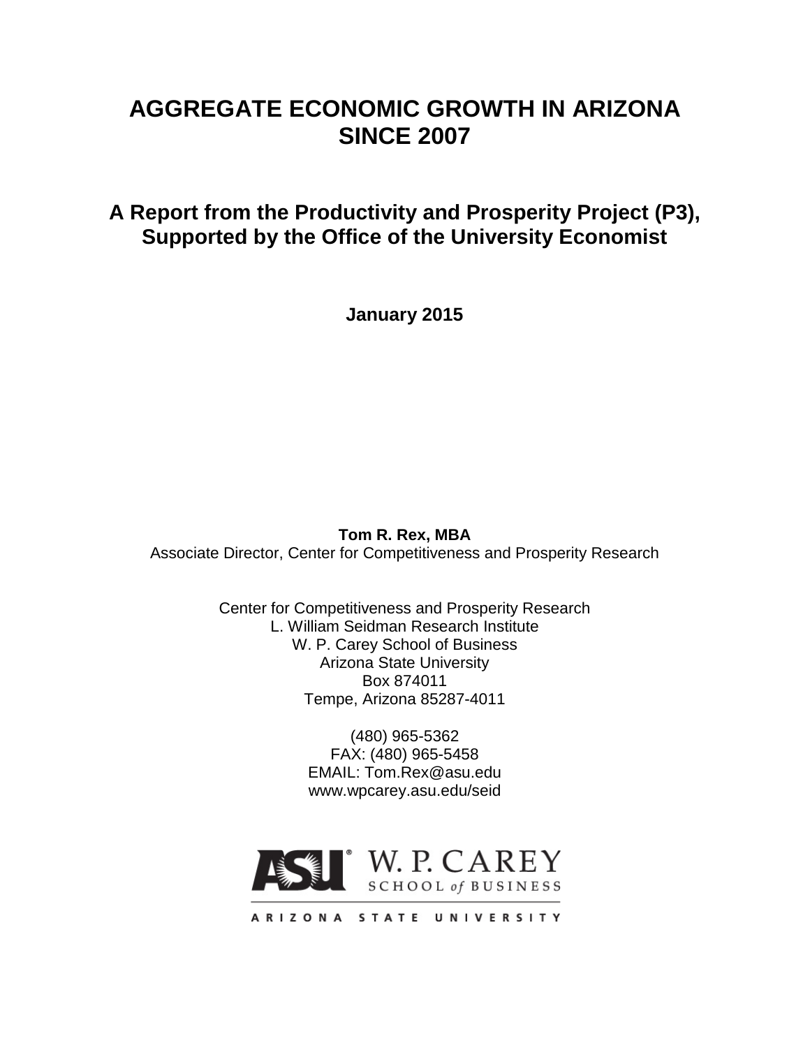# AGGREGATE ECONOMIC GROWTH IN ARIZONA SINCE 2007

## A Report from the Productivity and Prosperity Project (P3), Supported by the Office of the University Economist

**January 2015**

**Tom R. Rex, MBA**
Associate Director, Center for Competitiveness and Prosperity Research

Center for Competitiveness and Prosperity Research
L. William Seidman Research Institute
W. P. Carey School of Business
Arizona State University
Box 874011
Tempe, Arizona 85287-4011

(480) 965-5362
FAX: (480) 965-5458
EMAIL: Tom.Rex@asu.edu
www.wpcarey.asu.edu/seid

ASU W. P. CAREY SCHOOL of BUSINESS
ARIZONA STATE UNIVERSITY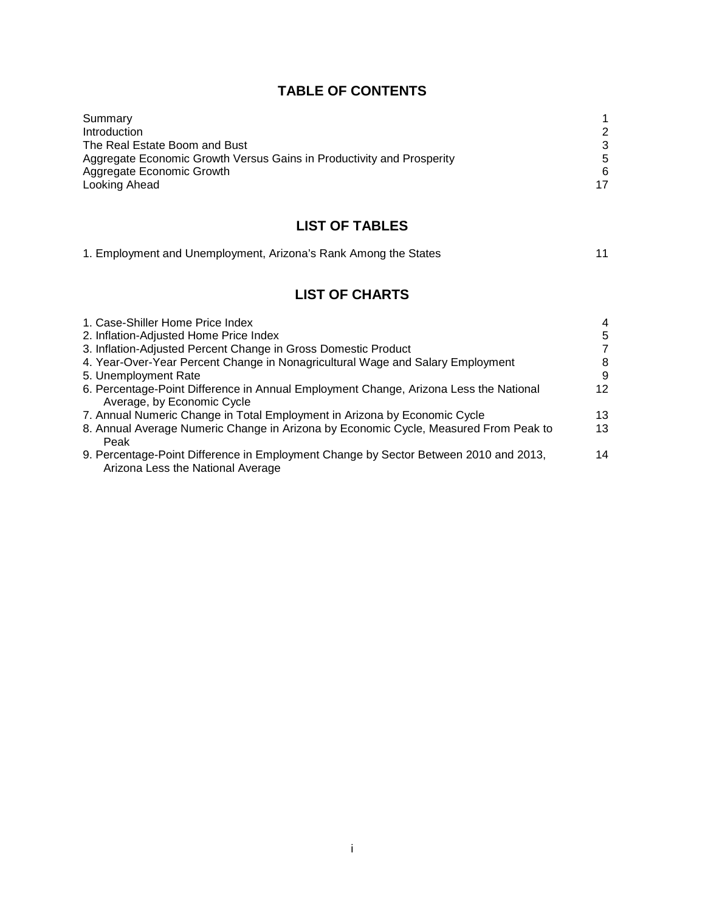## TABLE OF CONTENTS

| | |
|---|---|
| Summary | 1 |
| Introduction | 2 |
| The Real Estate Boom and Bust | 3 |
| Aggregate Economic Growth Versus Gains in Productivity and Prosperity | 5 |
| Aggregate Economic Growth | 6 |
| Looking Ahead | 17 |

## LIST OF TABLES

| | |
|---|---|
| 1. Employment and Unemployment, Arizona's Rank Among the States | 11 |

## LIST OF CHARTS

| | |
|---|---|
| 1. Case-Shiller Home Price Index | 4 |
| 2. Inflation-Adjusted Home Price Index | 5 |
| 3. Inflation-Adjusted Percent Change in Gross Domestic Product | 7 |
| 4. Year-Over-Year Percent Change in Nonagricultural Wage and Salary Employment | 8 |
| 5. Unemployment Rate | 9 |
| 6. Percentage-Point Difference in Annual Employment Change, Arizona Less the National Average, by Economic Cycle | 12 |
| 7. Annual Numeric Change in Total Employment in Arizona by Economic Cycle | 13 |
| 8. Annual Average Numeric Change in Arizona by Economic Cycle, Measured From Peak to Peak | 13 |
| 9. Percentage-Point Difference in Employment Change by Sector Between 2010 and 2013, Arizona Less the National Average | 14 |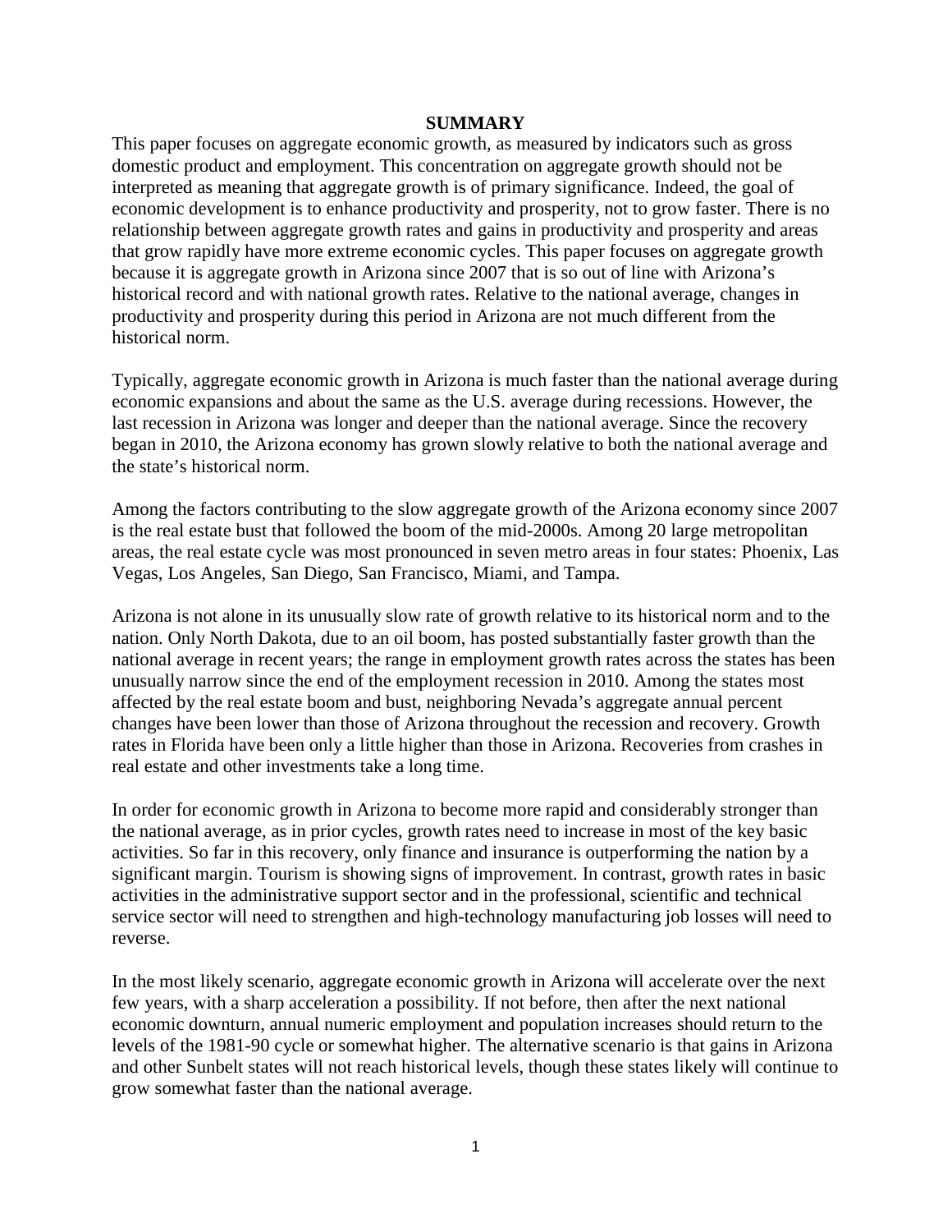## SUMMARY

This paper focuses on aggregate economic growth, as measured by indicators such as gross domestic product and employment. This concentration on aggregate growth should not be interpreted as meaning that aggregate growth is of primary significance. Indeed, the goal of economic development is to enhance productivity and prosperity, not to grow faster. There is no relationship between aggregate growth rates and gains in productivity and prosperity and areas that grow rapidly have more extreme economic cycles. This paper focuses on aggregate growth because it is aggregate growth in Arizona since 2007 that is so out of line with Arizona's historical record and with national growth rates. Relative to the national average, changes in productivity and prosperity during this period in Arizona are not much different from the historical norm.

Typically, aggregate economic growth in Arizona is much faster than the national average during economic expansions and about the same as the U.S. average during recessions. However, the last recession in Arizona was longer and deeper than the national average. Since the recovery began in 2010, the Arizona economy has grown slowly relative to both the national average and the state's historical norm.

Among the factors contributing to the slow aggregate growth of the Arizona economy since 2007 is the real estate bust that followed the boom of the mid-2000s. Among 20 large metropolitan areas, the real estate cycle was most pronounced in seven metro areas in four states: Phoenix, Las Vegas, Los Angeles, San Diego, San Francisco, Miami, and Tampa.

Arizona is not alone in its unusually slow rate of growth relative to its historical norm and to the nation. Only North Dakota, due to an oil boom, has posted substantially faster growth than the national average in recent years; the range in employment growth rates across the states has been unusually narrow since the end of the employment recession in 2010. Among the states most affected by the real estate boom and bust, neighboring Nevada's aggregate annual percent changes have been lower than those of Arizona throughout the recession and recovery. Growth rates in Florida have been only a little higher than those in Arizona. Recoveries from crashes in real estate and other investments take a long time.

In order for economic growth in Arizona to become more rapid and considerably stronger than the national average, as in prior cycles, growth rates need to increase in most of the key basic activities. So far in this recovery, only finance and insurance is outperforming the nation by a significant margin. Tourism is showing signs of improvement. In contrast, growth rates in basic activities in the administrative support sector and in the professional, scientific and technical service sector will need to strengthen and high-technology manufacturing job losses will need to reverse.

In the most likely scenario, aggregate economic growth in Arizona will accelerate over the next few years, with a sharp acceleration a possibility. If not before, then after the next national economic downturn, annual numeric employment and population increases should return to the levels of the 1981-90 cycle or somewhat higher. The alternative scenario is that gains in Arizona and other Sunbelt states will not reach historical levels, though these states likely will continue to grow somewhat faster than the national average.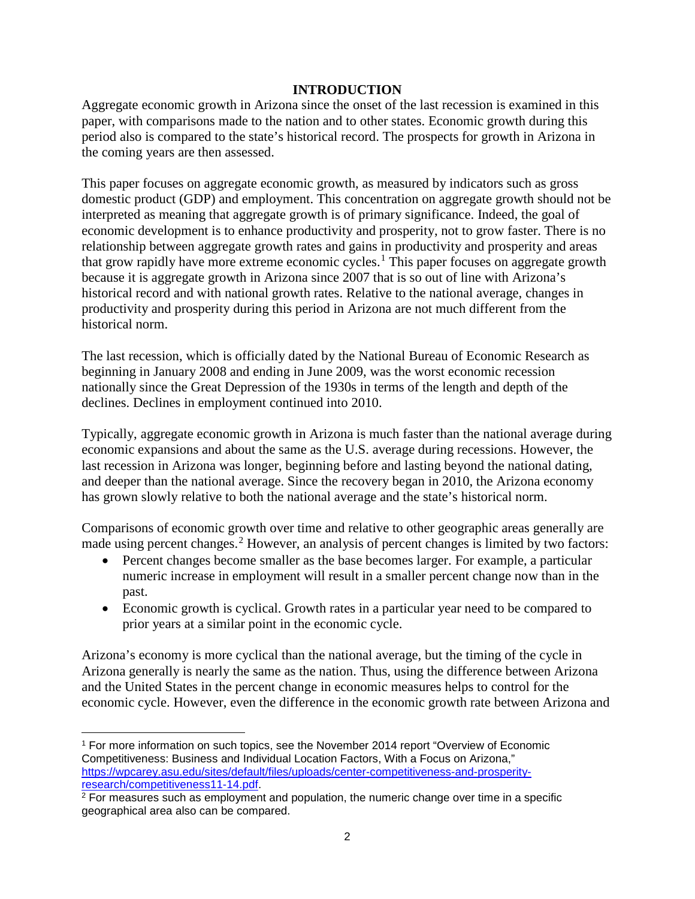## INTRODUCTION

Aggregate economic growth in Arizona since the onset of the last recession is examined in this paper, with comparisons made to the nation and to other states. Economic growth during this period also is compared to the state's historical record. The prospects for growth in Arizona in the coming years are then assessed.

This paper focuses on aggregate economic growth, as measured by indicators such as gross domestic product (GDP) and employment. This concentration on aggregate growth should not be interpreted as meaning that aggregate growth is of primary significance. Indeed, the goal of economic development is to enhance productivity and prosperity, not to grow faster. There is no relationship between aggregate growth rates and gains in productivity and prosperity and areas that grow rapidly have more extreme economic cycles.[1] This paper focuses on aggregate growth because it is aggregate growth in Arizona since 2007 that is so out of line with Arizona's historical record and with national growth rates. Relative to the national average, changes in productivity and prosperity during this period in Arizona are not much different from the historical norm.

The last recession, which is officially dated by the National Bureau of Economic Research as beginning in January 2008 and ending in June 2009, was the worst economic recession nationally since the Great Depression of the 1930s in terms of the length and depth of the declines. Declines in employment continued into 2010.

Typically, aggregate economic growth in Arizona is much faster than the national average during economic expansions and about the same as the U.S. average during recessions. However, the last recession in Arizona was longer, beginning before and lasting beyond the national dating, and deeper than the national average. Since the recovery began in 2010, the Arizona economy has grown slowly relative to both the national average and the state's historical norm.

Comparisons of economic growth over time and relative to other geographic areas generally are made using percent changes.[2] However, an analysis of percent changes is limited by two factors:

- Percent changes become smaller as the base becomes larger. For example, a particular numeric increase in employment will result in a smaller percent change now than in the past.
- Economic growth is cyclical. Growth rates in a particular year need to be compared to prior years at a similar point in the economic cycle.

Arizona's economy is more cyclical than the national average, but the timing of the cycle in Arizona generally is nearly the same as the nation. Thus, using the difference between Arizona and the United States in the percent change in economic measures helps to control for the economic cycle. However, even the difference in the economic growth rate between Arizona and

---

[1] For more information on such topics, see the November 2014 report "Overview of Economic Competitiveness: Business and Individual Location Factors, With a Focus on Arizona," https://wpcarey.asu.edu/sites/default/files/uploads/center-competitiveness-and-prosperity-research/competitiveness11-14.pdf.

[2] For measures such as employment and population, the numeric change over time in a specific geographical area also can be compared.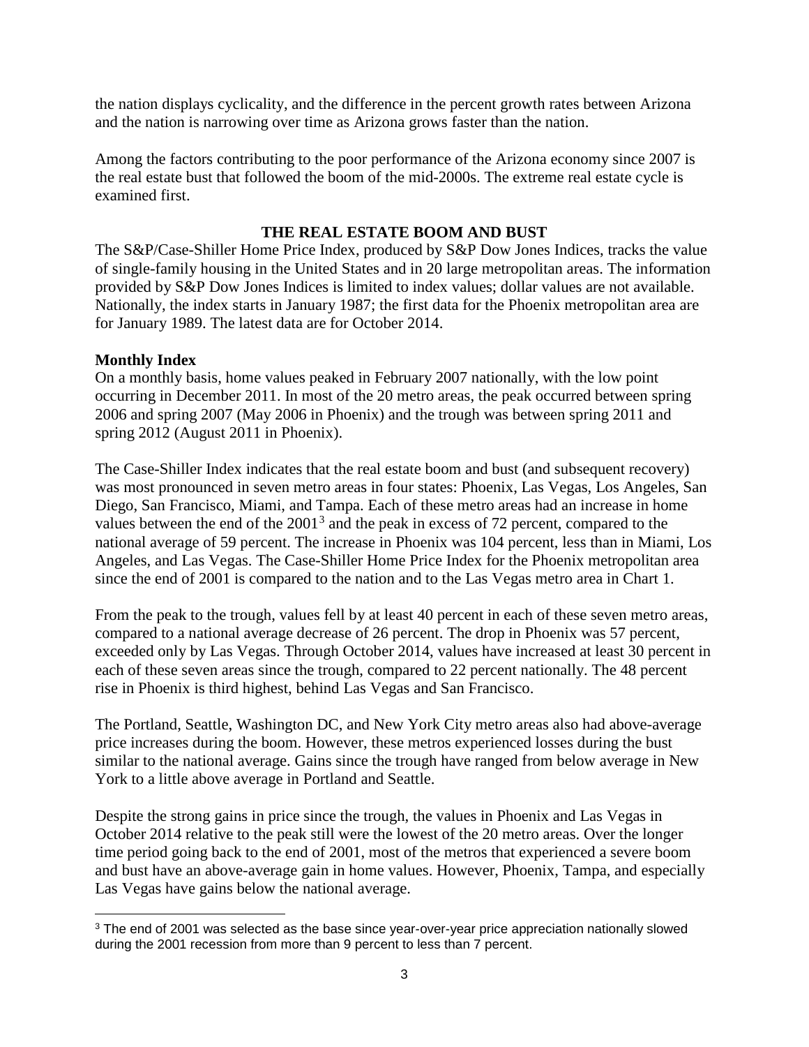the nation displays cyclicality, and the difference in the percent growth rates between Arizona and the nation is narrowing over time as Arizona grows faster than the nation.

Among the factors contributing to the poor performance of the Arizona economy since 2007 is the real estate bust that followed the boom of the mid-2000s. The extreme real estate cycle is examined first.

## THE REAL ESTATE BOOM AND BUST

The S&P/Case-Shiller Home Price Index, produced by S&P Dow Jones Indices, tracks the value of single-family housing in the United States and in 20 large metropolitan areas. The information provided by S&P Dow Jones Indices is limited to index values; dollar values are not available. Nationally, the index starts in January 1987; the first data for the Phoenix metropolitan area are for January 1989. The latest data are for October 2014.

### Monthly Index

On a monthly basis, home values peaked in February 2007 nationally, with the low point occurring in December 2011. In most of the 20 metro areas, the peak occurred between spring 2006 and spring 2007 (May 2006 in Phoenix) and the trough was between spring 2011 and spring 2012 (August 2011 in Phoenix).

The Case-Shiller Index indicates that the real estate boom and bust (and subsequent recovery) was most pronounced in seven metro areas in four states: Phoenix, Las Vegas, Los Angeles, San Diego, San Francisco, Miami, and Tampa. Each of these metro areas had an increase in home values between the end of the 2001[3] and the peak in excess of 72 percent, compared to the national average of 59 percent. The increase in Phoenix was 104 percent, less than in Miami, Los Angeles, and Las Vegas. The Case-Shiller Home Price Index for the Phoenix metropolitan area since the end of 2001 is compared to the nation and to the Las Vegas metro area in Chart 1.

From the peak to the trough, values fell by at least 40 percent in each of these seven metro areas, compared to a national average decrease of 26 percent. The drop in Phoenix was 57 percent, exceeded only by Las Vegas. Through October 2014, values have increased at least 30 percent in each of these seven areas since the trough, compared to 22 percent nationally. The 48 percent rise in Phoenix is third highest, behind Las Vegas and San Francisco.

The Portland, Seattle, Washington DC, and New York City metro areas also had above-average price increases during the boom. However, these metros experienced losses during the bust similar to the national average. Gains since the trough have ranged from below average in New York to a little above average in Portland and Seattle.

Despite the strong gains in price since the trough, the values in Phoenix and Las Vegas in October 2014 relative to the peak still were the lowest of the 20 metro areas. Over the longer time period going back to the end of 2001, most of the metros that experienced a severe boom and bust have an above-average gain in home values. However, Phoenix, Tampa, and especially Las Vegas have gains below the national average.

---

[3] The end of 2001 was selected as the base since year-over-year price appreciation nationally slowed during the 2001 recession from more than 9 percent to less than 7 percent.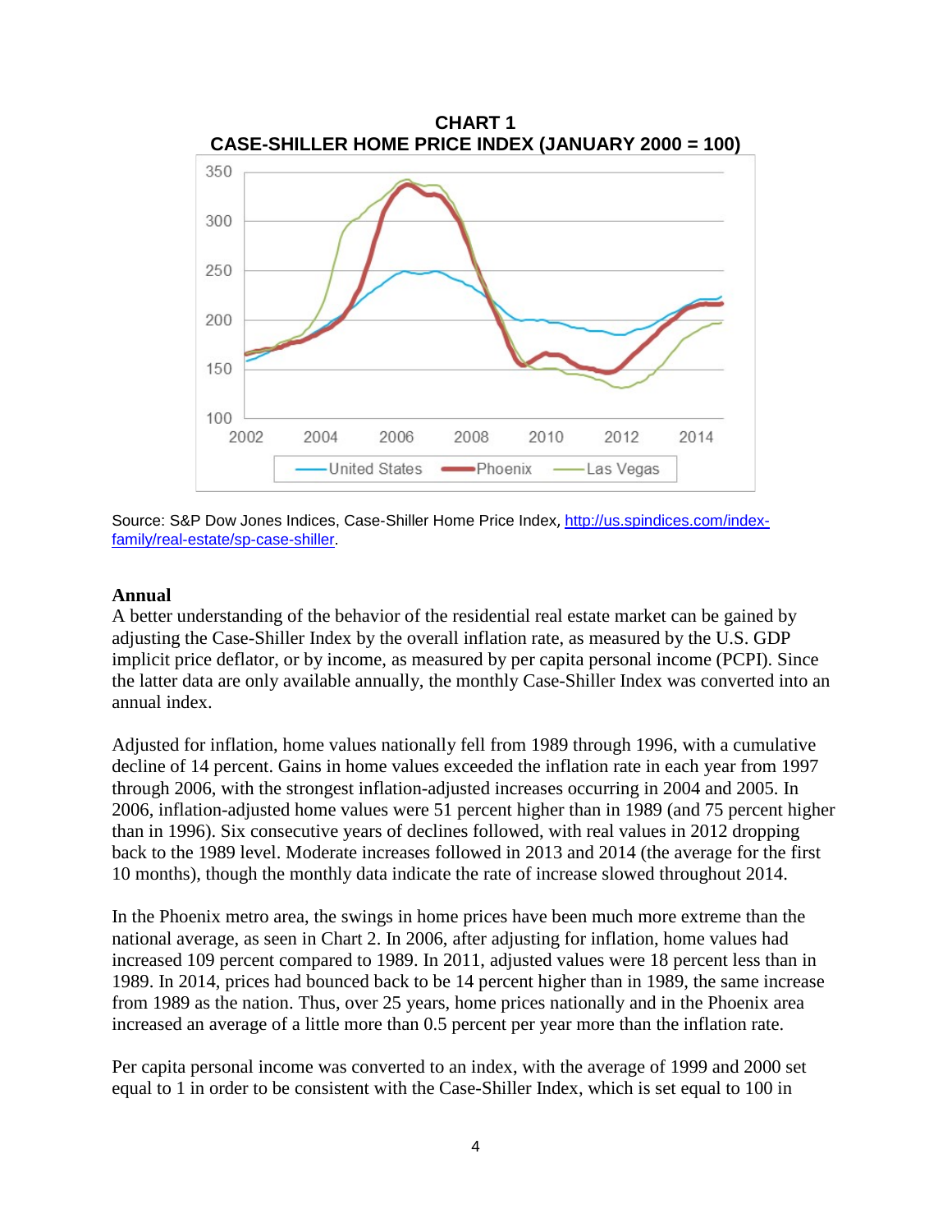**CHART 1**
**CASE-SHILLER HOME PRICE INDEX (JANUARY 2000 = 100)**

Source: S&P Dow Jones Indices, Case-Shiller Home Price Index, http://us.spindices.com/index-family/real-estate/sp-case-shiller.

**Annual**

A better understanding of the behavior of the residential real estate market can be gained by adjusting the Case-Shiller Index by the overall inflation rate, as measured by the U.S. GDP implicit price deflator, or by income, as measured by per capita personal income (PCPI). Since the latter data are only available annually, the monthly Case-Shiller Index was converted into an annual index.

Adjusted for inflation, home values nationally fell from 1989 through 1996, with a cumulative decline of 14 percent. Gains in home values exceeded the inflation rate in each year from 1997 through 2006, with the strongest inflation-adjusted increases occurring in 2004 and 2005. In 2006, inflation-adjusted home values were 51 percent higher than in 1989 (and 75 percent higher than in 1996). Six consecutive years of declines followed, with real values in 2012 dropping back to the 1989 level. Moderate increases followed in 2013 and 2014 (the average for the first 10 months), though the monthly data indicate the rate of increase slowed throughout 2014.

In the Phoenix metro area, the swings in home prices have been much more extreme than the national average, as seen in Chart 2. In 2006, after adjusting for inflation, home values had increased 109 percent compared to 1989. In 2011, adjusted values were 18 percent less than in 1989. In 2014, prices had bounced back to be 14 percent higher than in 1989, the same increase from 1989 as the nation. Thus, over 25 years, home prices nationally and in the Phoenix area increased an average of a little more than 0.5 percent per year more than the inflation rate.

Per capita personal income was converted to an index, with the average of 1999 and 2000 set equal to 1 in order to be consistent with the Case-Shiller Index, which is set equal to 100 in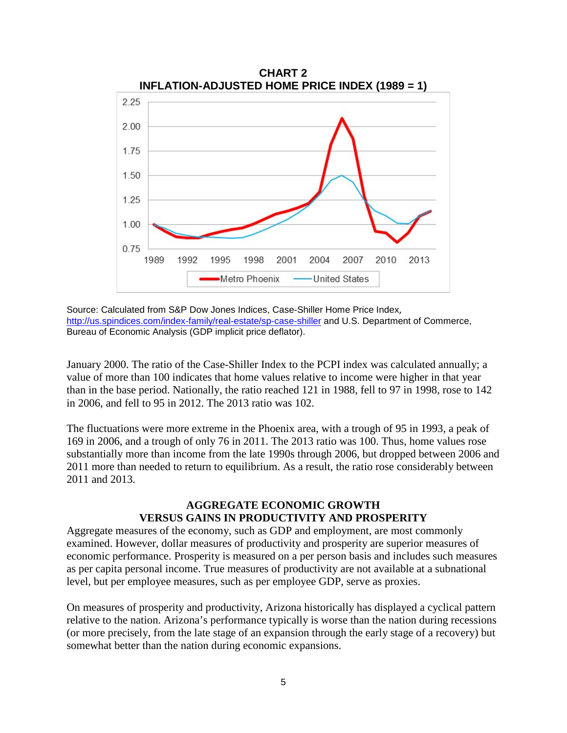**CHART 2**
**INFLATION-ADJUSTED HOME PRICE INDEX (1989 = 1)**

Source: Calculated from S&P Dow Jones Indices, Case-Shiller Home Price Index, http://us.spindices.com/index-family/real-estate/sp-case-shiller and U.S. Department of Commerce, Bureau of Economic Analysis (GDP implicit price deflator).

January 2000. The ratio of the Case-Shiller Index to the PCPI index was calculated annually; a value of more than 100 indicates that home values relative to income were higher in that year than in the base period. Nationally, the ratio reached 121 in 1988, fell to 97 in 1998, rose to 142 in 2006, and fell to 95 in 2012. The 2013 ratio was 102.

The fluctuations were more extreme in the Phoenix area, with a trough of 95 in 1993, a peak of 169 in 2006, and a trough of only 76 in 2011. The 2013 ratio was 100. Thus, home values rose substantially more than income from the late 1990s through 2006, but dropped between 2006 and 2011 more than needed to return to equilibrium. As a result, the ratio rose considerably between 2011 and 2013.

## AGGREGATE ECONOMIC GROWTH VERSUS GAINS IN PRODUCTIVITY AND PROSPERITY

Aggregate measures of the economy, such as GDP and employment, are most commonly examined. However, dollar measures of productivity and prosperity are superior measures of economic performance. Prosperity is measured on a per person basis and includes such measures as per capita personal income. True measures of productivity are not available at a subnational level, but per employee measures, such as per employee GDP, serve as proxies.

On measures of prosperity and productivity, Arizona historically has displayed a cyclical pattern relative to the nation. Arizona's performance typically is worse than the nation during recessions (or more precisely, from the late stage of an expansion through the early stage of a recovery) but somewhat better than the nation during economic expansions.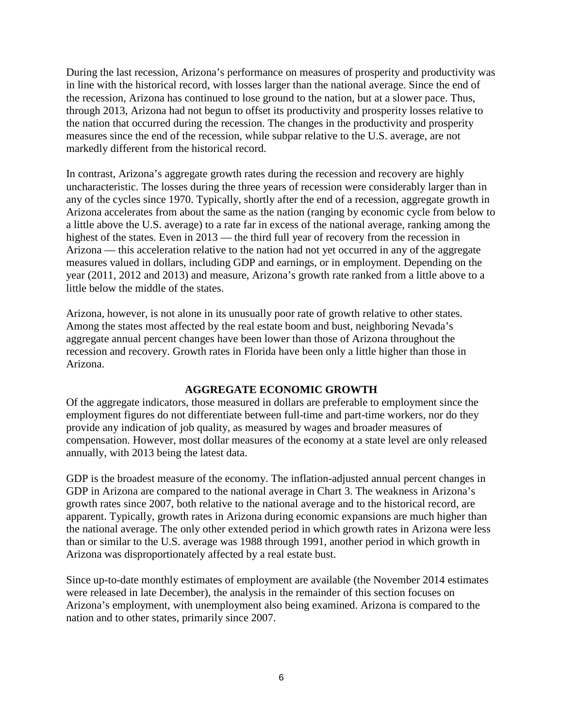During the last recession, Arizona's performance on measures of prosperity and productivity was in line with the historical record, with losses larger than the national average. Since the end of the recession, Arizona has continued to lose ground to the nation, but at a slower pace. Thus, through 2013, Arizona had not begun to offset its productivity and prosperity losses relative to the nation that occurred during the recession. The changes in the productivity and prosperity measures since the end of the recession, while subpar relative to the U.S. average, are not markedly different from the historical record.

In contrast, Arizona's aggregate growth rates during the recession and recovery are highly uncharacteristic. The losses during the three years of recession were considerably larger than in any of the cycles since 1970. Typically, shortly after the end of a recession, aggregate growth in Arizona accelerates from about the same as the nation (ranging by economic cycle from below to a little above the U.S. average) to a rate far in excess of the national average, ranking among the highest of the states. Even in 2013 — the third full year of recovery from the recession in Arizona — this acceleration relative to the nation had not yet occurred in any of the aggregate measures valued in dollars, including GDP and earnings, or in employment. Depending on the year (2011, 2012 and 2013) and measure, Arizona's growth rate ranked from a little above to a little below the middle of the states.

Arizona, however, is not alone in its unusually poor rate of growth relative to other states. Among the states most affected by the real estate boom and bust, neighboring Nevada's aggregate annual percent changes have been lower than those of Arizona throughout the recession and recovery. Growth rates in Florida have been only a little higher than those in Arizona.

## AGGREGATE ECONOMIC GROWTH

Of the aggregate indicators, those measured in dollars are preferable to employment since the employment figures do not differentiate between full-time and part-time workers, nor do they provide any indication of job quality, as measured by wages and broader measures of compensation. However, most dollar measures of the economy at a state level are only released annually, with 2013 being the latest data.

GDP is the broadest measure of the economy. The inflation-adjusted annual percent changes in GDP in Arizona are compared to the national average in Chart 3. The weakness in Arizona's growth rates since 2007, both relative to the national average and to the historical record, are apparent. Typically, growth rates in Arizona during economic expansions are much higher than the national average. The only other extended period in which growth rates in Arizona were less than or similar to the U.S. average was 1988 through 1991, another period in which growth in Arizona was disproportionately affected by a real estate bust.

Since up-to-date monthly estimates of employment are available (the November 2014 estimates were released in late December), the analysis in the remainder of this section focuses on Arizona's employment, with unemployment also being examined. Arizona is compared to the nation and to other states, primarily since 2007.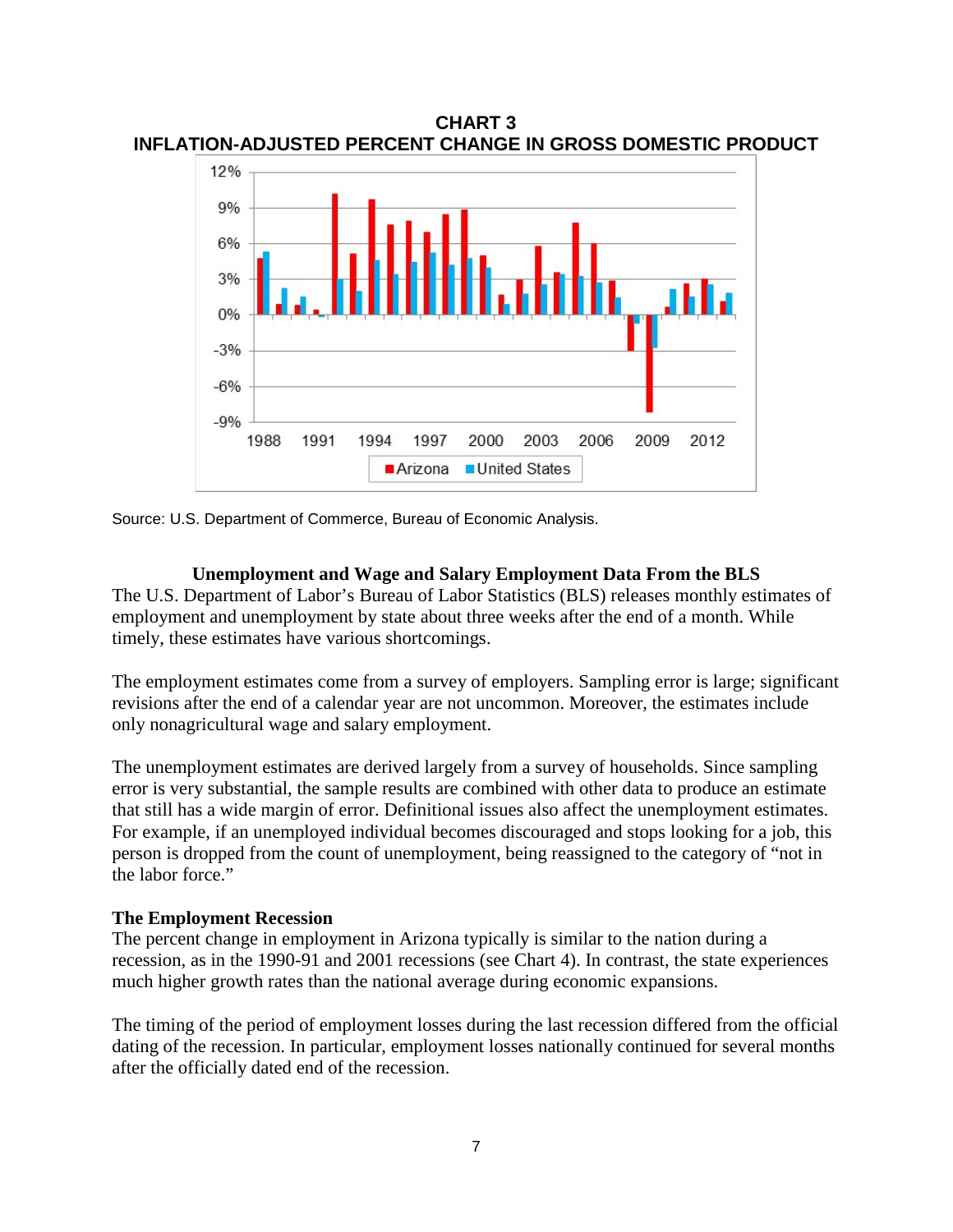**CHART 3**
**INFLATION-ADJUSTED PERCENT CHANGE IN GROSS DOMESTIC PRODUCT**

Source: U.S. Department of Commerce, Bureau of Economic Analysis.

### Unemployment and Wage and Salary Employment Data From the BLS

The U.S. Department of Labor's Bureau of Labor Statistics (BLS) releases monthly estimates of employment and unemployment by state about three weeks after the end of a month. While timely, these estimates have various shortcomings.

The employment estimates come from a survey of employers. Sampling error is large; significant revisions after the end of a calendar year are not uncommon. Moreover, the estimates include only nonagricultural wage and salary employment.

The unemployment estimates are derived largely from a survey of households. Since sampling error is very substantial, the sample results are combined with other data to produce an estimate that still has a wide margin of error. Definitional issues also affect the unemployment estimates. For example, if an unemployed individual becomes discouraged and stops looking for a job, this person is dropped from the count of unemployment, being reassigned to the category of "not in the labor force."

### The Employment Recession

The percent change in employment in Arizona typically is similar to the nation during a recession, as in the 1990-91 and 2001 recessions (see Chart 4). In contrast, the state experiences much higher growth rates than the national average during economic expansions.

The timing of the period of employment losses during the last recession differed from the official dating of the recession. In particular, employment losses nationally continued for several months after the officially dated end of the recession.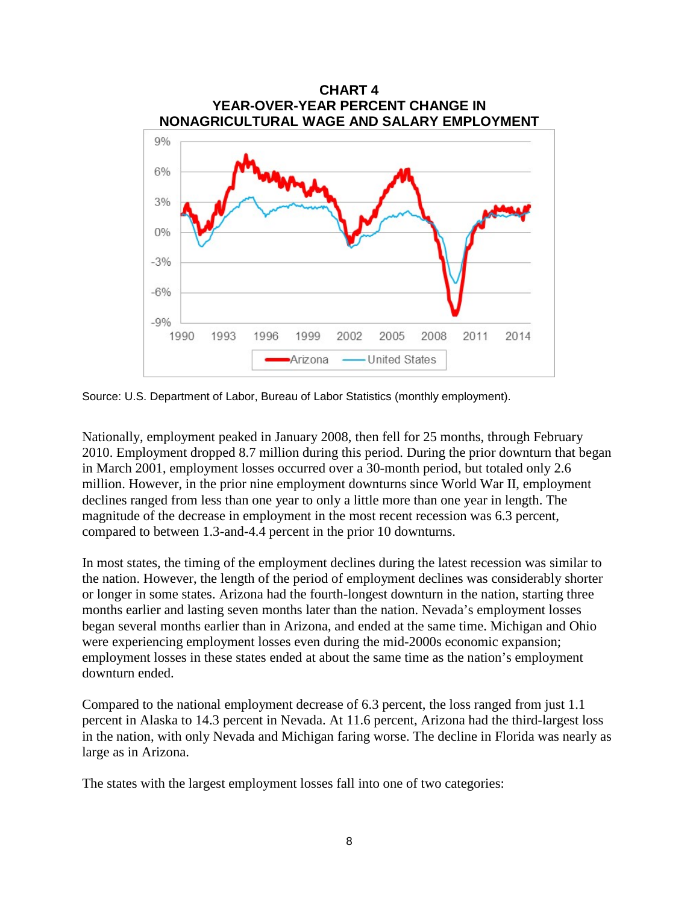**CHART 4**
**YEAR-OVER-YEAR PERCENT CHANGE IN NONAGRICULTURAL WAGE AND SALARY EMPLOYMENT**

Source: U.S. Department of Labor, Bureau of Labor Statistics (monthly employment).

Nationally, employment peaked in January 2008, then fell for 25 months, through February 2010. Employment dropped 8.7 million during this period. During the prior downturn that began in March 2001, employment losses occurred over a 30-month period, but totaled only 2.6 million. However, in the prior nine employment downturns since World War II, employment declines ranged from less than one year to only a little more than one year in length. The magnitude of the decrease in employment in the most recent recession was 6.3 percent, compared to between 1.3-and-4.4 percent in the prior 10 downturns.

In most states, the timing of the employment declines during the latest recession was similar to the nation. However, the length of the period of employment declines was considerably shorter or longer in some states. Arizona had the fourth-longest downturn in the nation, starting three months earlier and lasting seven months later than the nation. Nevada's employment losses began several months earlier than in Arizona, and ended at the same time. Michigan and Ohio were experiencing employment losses even during the mid-2000s economic expansion; employment losses in these states ended at about the same time as the nation's employment downturn ended.

Compared to the national employment decrease of 6.3 percent, the loss ranged from just 1.1 percent in Alaska to 14.3 percent in Nevada. At 11.6 percent, Arizona had the third-largest loss in the nation, with only Nevada and Michigan faring worse. The decline in Florida was nearly as large as in Arizona.

The states with the largest employment losses fall into one of two categories: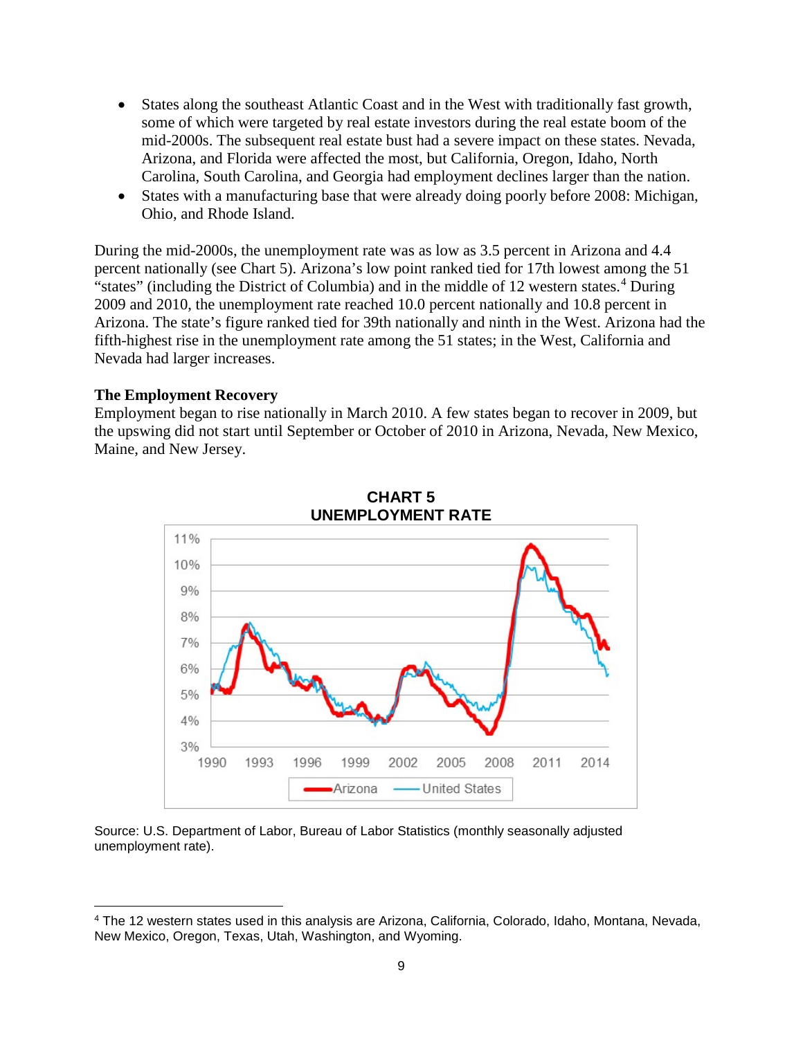- States along the southeast Atlantic Coast and in the West with traditionally fast growth, some of which were targeted by real estate investors during the real estate boom of the mid-2000s. The subsequent real estate bust had a severe impact on these states. Nevada, Arizona, and Florida were affected the most, but California, Oregon, Idaho, North Carolina, South Carolina, and Georgia had employment declines larger than the nation.
- States with a manufacturing base that were already doing poorly before 2008: Michigan, Ohio, and Rhode Island.

During the mid-2000s, the unemployment rate was as low as 3.5 percent in Arizona and 4.4 percent nationally (see Chart 5). Arizona's low point ranked tied for 17th lowest among the 51 "states" (including the District of Columbia) and in the middle of 12 western states.[4] During 2009 and 2010, the unemployment rate reached 10.0 percent nationally and 10.8 percent in Arizona. The state's figure ranked tied for 39th nationally and ninth in the West. Arizona had the fifth-highest rise in the unemployment rate among the 51 states; in the West, California and Nevada had larger increases.

**The Employment Recovery**

Employment began to rise nationally in March 2010. A few states began to recover in 2009, but the upswing did not start until September or October of 2010 in Arizona, Nevada, New Mexico, Maine, and New Jersey.

**CHART 5**
**UNEMPLOYMENT RATE**

Source: U.S. Department of Labor, Bureau of Labor Statistics (monthly seasonally adjusted unemployment rate).

[4] The 12 western states used in this analysis are Arizona, California, Colorado, Idaho, Montana, Nevada, New Mexico, Oregon, Texas, Utah, Washington, and Wyoming.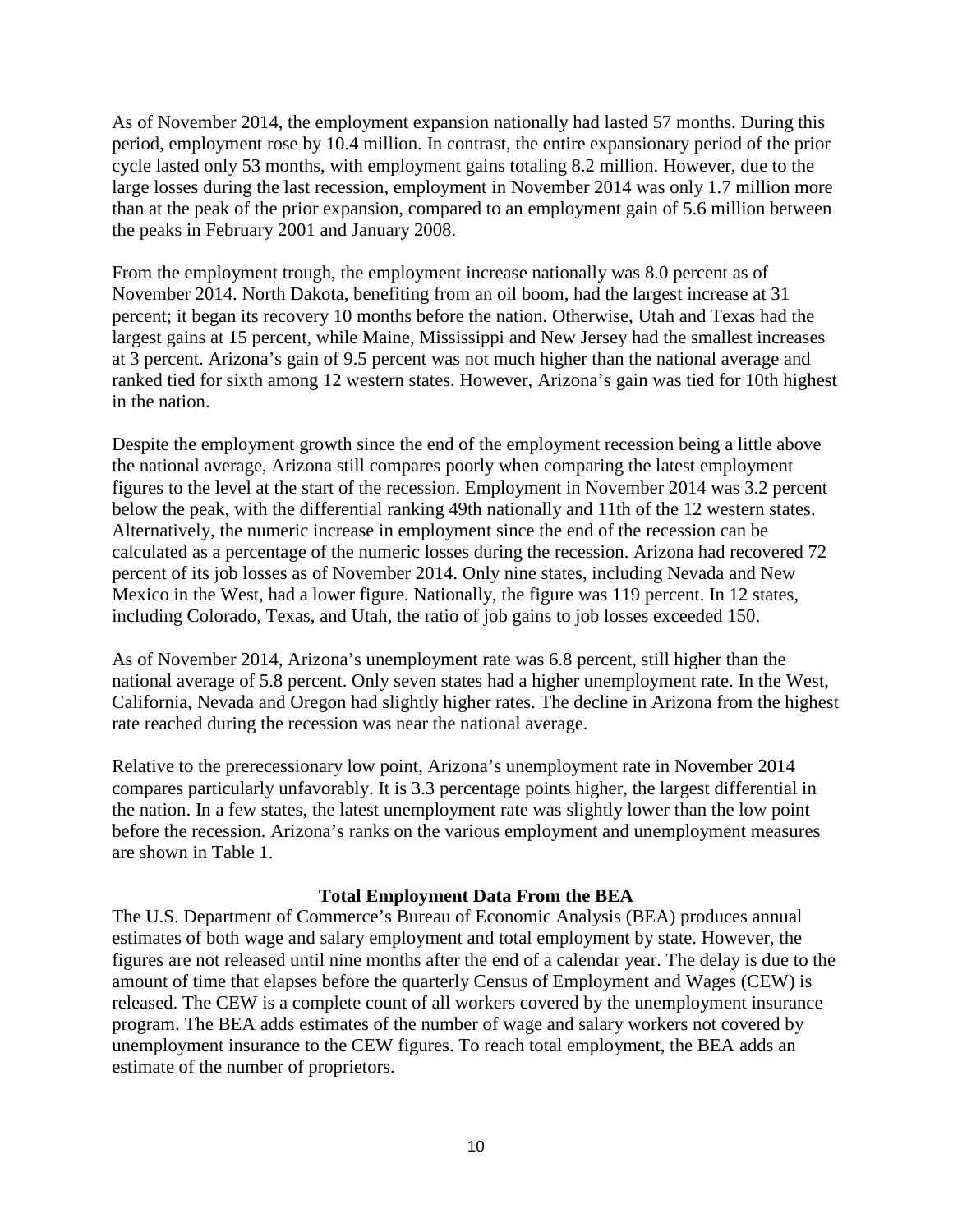As of November 2014, the employment expansion nationally had lasted 57 months. During this period, employment rose by 10.4 million. In contrast, the entire expansionary period of the prior cycle lasted only 53 months, with employment gains totaling 8.2 million. However, due to the large losses during the last recession, employment in November 2014 was only 1.7 million more than at the peak of the prior expansion, compared to an employment gain of 5.6 million between the peaks in February 2001 and January 2008.

From the employment trough, the employment increase nationally was 8.0 percent as of November 2014. North Dakota, benefiting from an oil boom, had the largest increase at 31 percent; it began its recovery 10 months before the nation. Otherwise, Utah and Texas had the largest gains at 15 percent, while Maine, Mississippi and New Jersey had the smallest increases at 3 percent. Arizona's gain of 9.5 percent was not much higher than the national average and ranked tied for sixth among 12 western states. However, Arizona's gain was tied for 10th highest in the nation.

Despite the employment growth since the end of the employment recession being a little above the national average, Arizona still compares poorly when comparing the latest employment figures to the level at the start of the recession. Employment in November 2014 was 3.2 percent below the peak, with the differential ranking 49th nationally and 11th of the 12 western states. Alternatively, the numeric increase in employment since the end of the recession can be calculated as a percentage of the numeric losses during the recession. Arizona had recovered 72 percent of its job losses as of November 2014. Only nine states, including Nevada and New Mexico in the West, had a lower figure. Nationally, the figure was 119 percent. In 12 states, including Colorado, Texas, and Utah, the ratio of job gains to job losses exceeded 150.

As of November 2014, Arizona's unemployment rate was 6.8 percent, still higher than the national average of 5.8 percent. Only seven states had a higher unemployment rate. In the West, California, Nevada and Oregon had slightly higher rates. The decline in Arizona from the highest rate reached during the recession was near the national average.

Relative to the prerecessionary low point, Arizona's unemployment rate in November 2014 compares particularly unfavorably. It is 3.3 percentage points higher, the largest differential in the nation. In a few states, the latest unemployment rate was slightly lower than the low point before the recession. Arizona's ranks on the various employment and unemployment measures are shown in Table 1.

## Total Employment Data From the BEA

The U.S. Department of Commerce's Bureau of Economic Analysis (BEA) produces annual estimates of both wage and salary employment and total employment by state. However, the figures are not released until nine months after the end of a calendar year. The delay is due to the amount of time that elapses before the quarterly Census of Employment and Wages (CEW) is released. The CEW is a complete count of all workers covered by the unemployment insurance program. The BEA adds estimates of the number of wage and salary workers not covered by unemployment insurance to the CEW figures. To reach total employment, the BEA adds an estimate of the number of proprietors.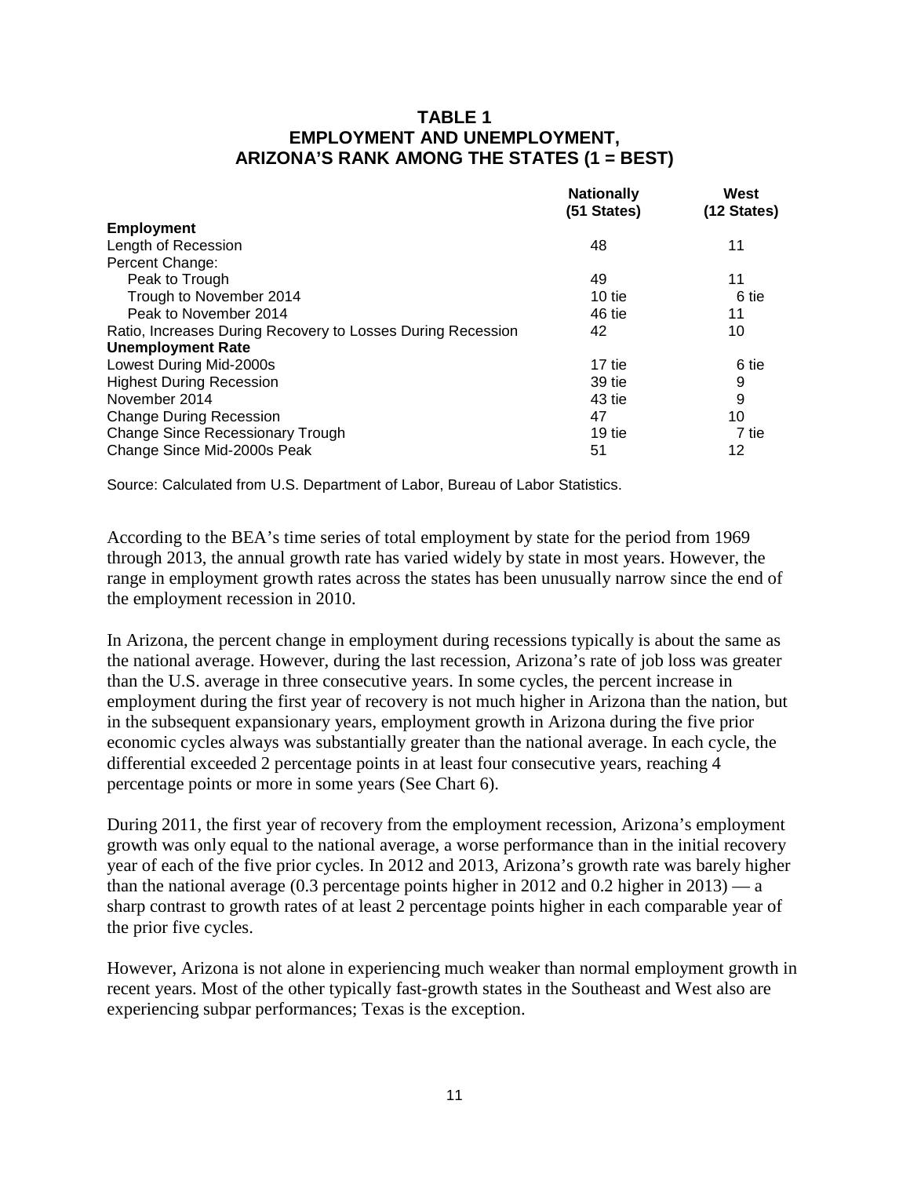### TABLE 1
### EMPLOYMENT AND UNEMPLOYMENT, ARIZONA'S RANK AMONG THE STATES (1 = BEST)

| | Nationally (51 States) | West (12 States) |
|---|---|---|
| **Employment** | | |
| Length of Recession | 48 | 11 |
| Percent Change: | | |
| Peak to Trough | 49 | 11 |
| Trough to November 2014 | 10 tie | 6 tie |
| Peak to November 2014 | 46 tie | 11 |
| Ratio, Increases During Recovery to Losses During Recession | 42 | 10 |
| **Unemployment Rate** | | |
| Lowest During Mid-2000s | 17 tie | 6 tie |
| Highest During Recession | 39 tie | 9 |
| November 2014 | 43 tie | 9 |
| Change During Recession | 47 | 10 |
| Change Since Recessionary Trough | 19 tie | 7 tie |
| Change Since Mid-2000s Peak | 51 | 12 |

Source: Calculated from U.S. Department of Labor, Bureau of Labor Statistics.

According to the BEA's time series of total employment by state for the period from 1969 through 2013, the annual growth rate has varied widely by state in most years. However, the range in employment growth rates across the states has been unusually narrow since the end of the employment recession in 2010.

In Arizona, the percent change in employment during recessions typically is about the same as the national average. However, during the last recession, Arizona's rate of job loss was greater than the U.S. average in three consecutive years. In some cycles, the percent increase in employment during the first year of recovery is not much higher in Arizona than the nation, but in the subsequent expansionary years, employment growth in Arizona during the five prior economic cycles always was substantially greater than the national average. In each cycle, the differential exceeded 2 percentage points in at least four consecutive years, reaching 4 percentage points or more in some years (See Chart 6).

During 2011, the first year of recovery from the employment recession, Arizona's employment growth was only equal to the national average, a worse performance than in the initial recovery year of each of the five prior cycles. In 2012 and 2013, Arizona's growth rate was barely higher than the national average (0.3 percentage points higher in 2012 and 0.2 higher in 2013) — a sharp contrast to growth rates of at least 2 percentage points higher in each comparable year of the prior five cycles.

However, Arizona is not alone in experiencing much weaker than normal employment growth in recent years. Most of the other typically fast-growth states in the Southeast and West also are experiencing subpar performances; Texas is the exception.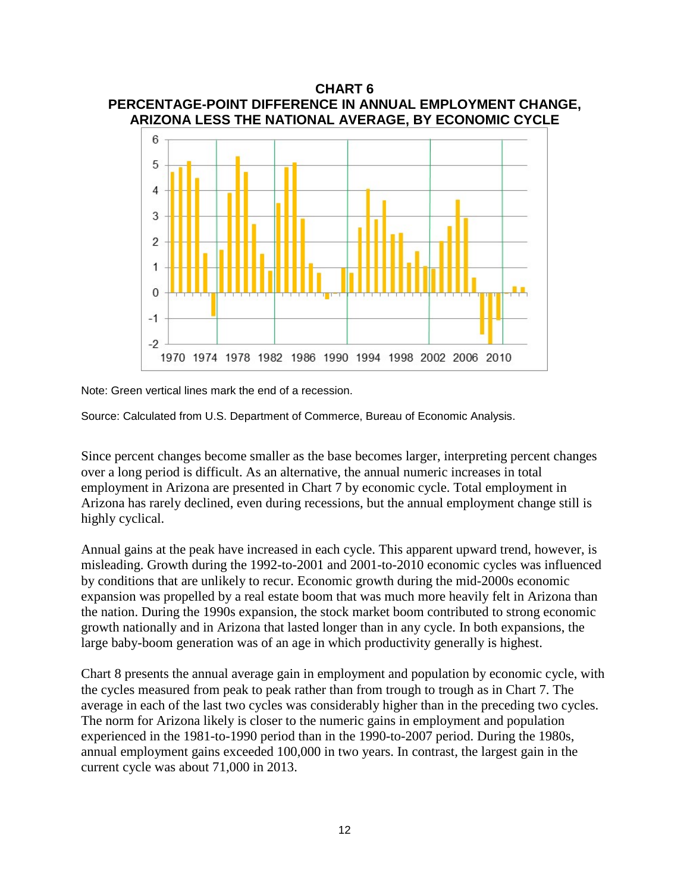**CHART 6**
**PERCENTAGE-POINT DIFFERENCE IN ANNUAL EMPLOYMENT CHANGE, ARIZONA LESS THE NATIONAL AVERAGE, BY ECONOMIC CYCLE**

Note: Green vertical lines mark the end of a recession.

Source: Calculated from U.S. Department of Commerce, Bureau of Economic Analysis.

Since percent changes become smaller as the base becomes larger, interpreting percent changes over a long period is difficult. As an alternative, the annual numeric increases in total employment in Arizona are presented in Chart 7 by economic cycle. Total employment in Arizona has rarely declined, even during recessions, but the annual employment change still is highly cyclical.

Annual gains at the peak have increased in each cycle. This apparent upward trend, however, is misleading. Growth during the 1992-to-2001 and 2001-to-2010 economic cycles was influenced by conditions that are unlikely to recur. Economic growth during the mid-2000s economic expansion was propelled by a real estate boom that was much more heavily felt in Arizona than the nation. During the 1990s expansion, the stock market boom contributed to strong economic growth nationally and in Arizona that lasted longer than in any cycle. In both expansions, the large baby-boom generation was of an age in which productivity generally is highest.

Chart 8 presents the annual average gain in employment and population by economic cycle, with the cycles measured from peak to peak rather than from trough to trough as in Chart 7. The average in each of the last two cycles was considerably higher than in the preceding two cycles. The norm for Arizona likely is closer to the numeric gains in employment and population experienced in the 1981-to-1990 period than in the 1990-to-2007 period. During the 1980s, annual employment gains exceeded 100,000 in two years. In contrast, the largest gain in the current cycle was about 71,000 in 2013.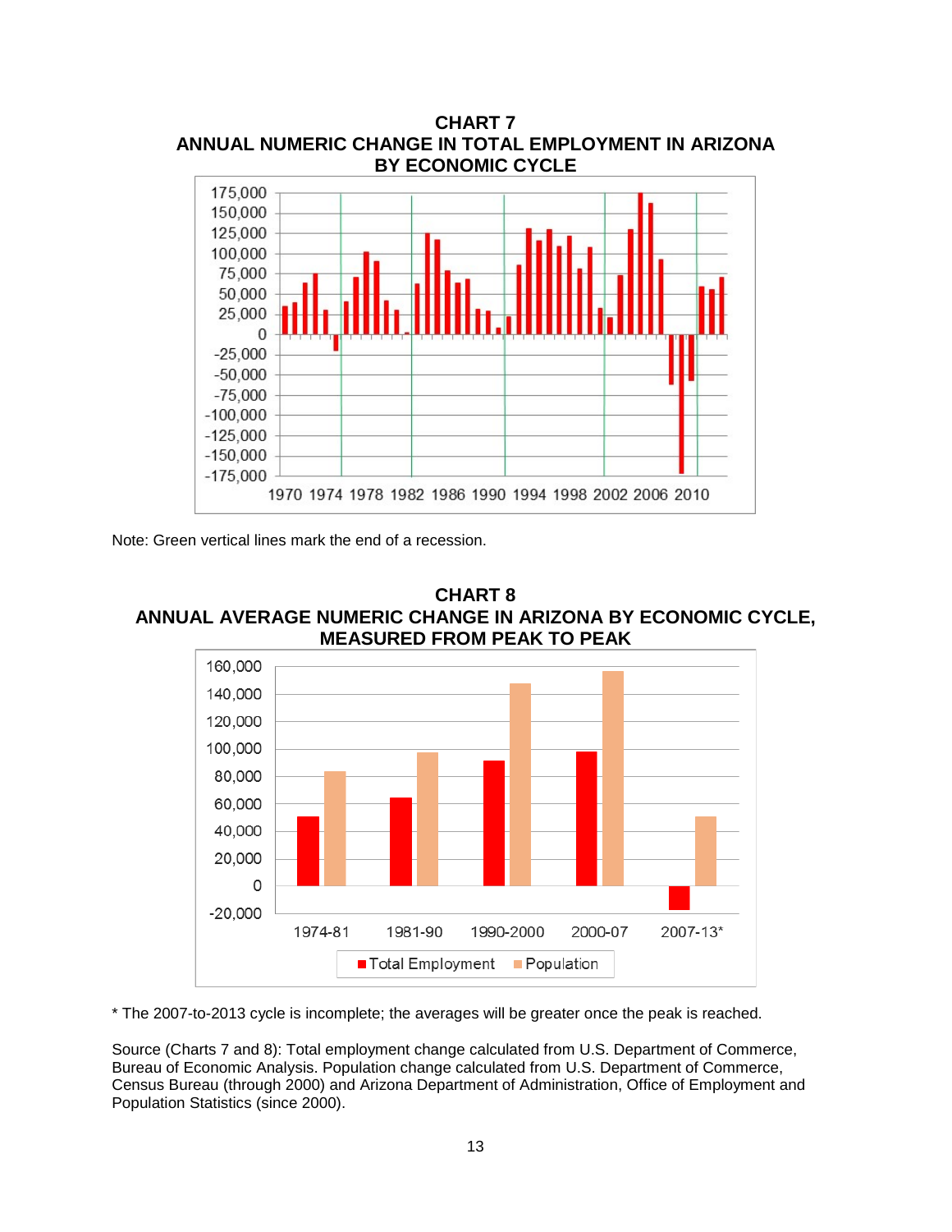**CHART 7**
**ANNUAL NUMERIC CHANGE IN TOTAL EMPLOYMENT IN ARIZONA BY ECONOMIC CYCLE**

Note: Green vertical lines mark the end of a recession.

**CHART 8**
**ANNUAL AVERAGE NUMERIC CHANGE IN ARIZONA BY ECONOMIC CYCLE, MEASURED FROM PEAK TO PEAK**

* The 2007-to-2013 cycle is incomplete; the averages will be greater once the peak is reached.

Source (Charts 7 and 8): Total employment change calculated from U.S. Department of Commerce, Bureau of Economic Analysis. Population change calculated from U.S. Department of Commerce, Census Bureau (through 2000) and Arizona Department of Administration, Office of Employment and Population Statistics (since 2000).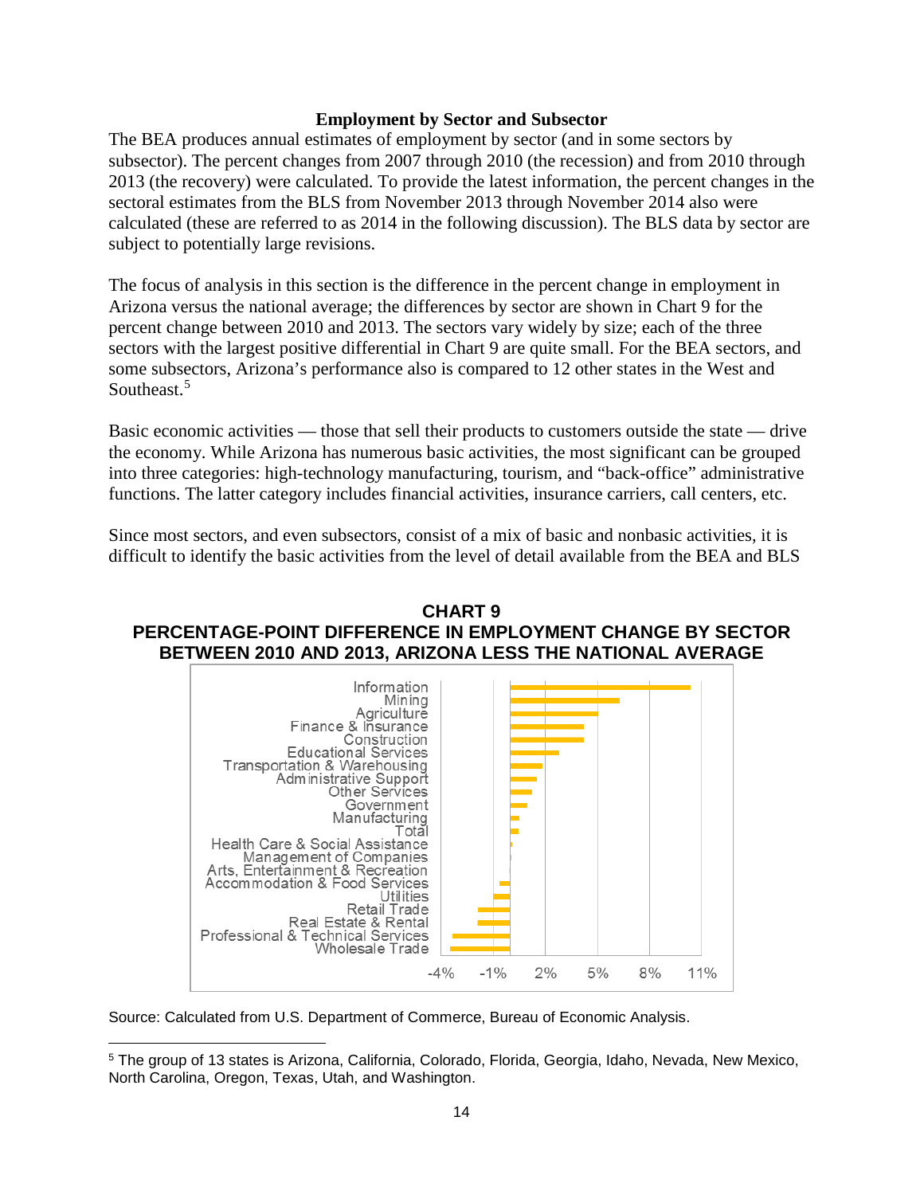### Employment by Sector and Subsector

The BEA produces annual estimates of employment by sector (and in some sectors by subsector). The percent changes from 2007 through 2010 (the recession) and from 2010 through 2013 (the recovery) were calculated. To provide the latest information, the percent changes in the sectoral estimates from the BLS from November 2013 through November 2014 also were calculated (these are referred to as 2014 in the following discussion). The BLS data by sector are subject to potentially large revisions.

The focus of analysis in this section is the difference in the percent change in employment in Arizona versus the national average; the differences by sector are shown in Chart 9 for the percent change between 2010 and 2013. The sectors vary widely by size; each of the three sectors with the largest positive differential in Chart 9 are quite small. For the BEA sectors, and some subsectors, Arizona's performance also is compared to 12 other states in the West and Southeast.[5]

Basic economic activities — those that sell their products to customers outside the state — drive the economy. While Arizona has numerous basic activities, the most significant can be grouped into three categories: high-technology manufacturing, tourism, and "back-office" administrative functions. The latter category includes financial activities, insurance carriers, call centers, etc.

Since most sectors, and even subsectors, consist of a mix of basic and nonbasic activities, it is difficult to identify the basic activities from the level of detail available from the BEA and BLS

**CHART 9**
**PERCENTAGE-POINT DIFFERENCE IN EMPLOYMENT CHANGE BY SECTOR BETWEEN 2010 AND 2013, ARIZONA LESS THE NATIONAL AVERAGE**

Information
Mining
Agriculture
Finance & Insurance
Construction
Educational Services
Transportation & Warehousing
Administrative Support
Other Services
Government
Manufacturing
Total
Health Care & Social Assistance
Management of Companies
Arts, Entertainment & Recreation
Accommodation & Food Services
Utilities
Retail Trade
Real Estate & Rental
Professional & Technical Services
Wholesale Trade

-4% -1% 2% 5% 8% 11%

Source: Calculated from U.S. Department of Commerce, Bureau of Economic Analysis.

[5] The group of 13 states is Arizona, California, Colorado, Florida, Georgia, Idaho, Nevada, New Mexico, North Carolina, Oregon, Texas, Utah, and Washington.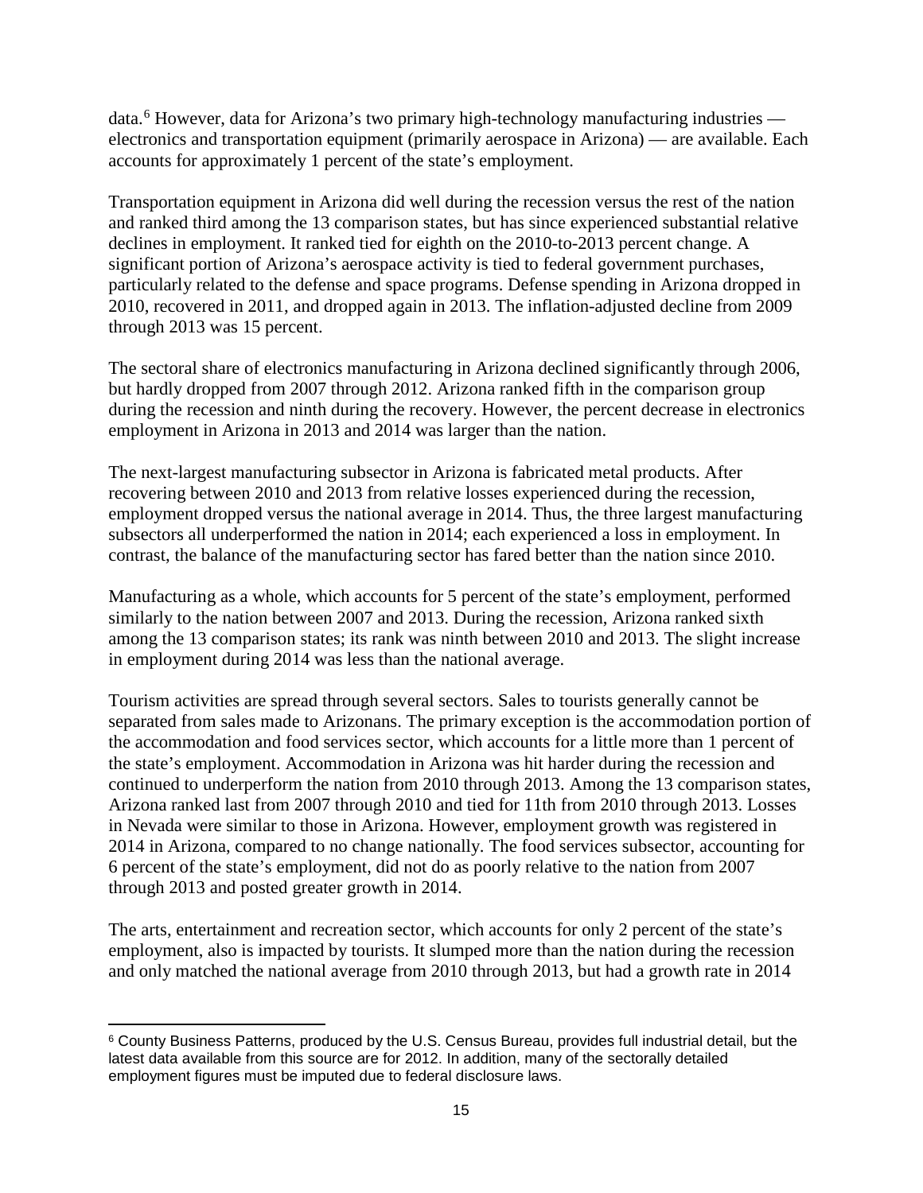data.[6] However, data for Arizona's two primary high-technology manufacturing industries — electronics and transportation equipment (primarily aerospace in Arizona) — are available. Each accounts for approximately 1 percent of the state's employment.

Transportation equipment in Arizona did well during the recession versus the rest of the nation and ranked third among the 13 comparison states, but has since experienced substantial relative declines in employment. It ranked tied for eighth on the 2010-to-2013 percent change. A significant portion of Arizona's aerospace activity is tied to federal government purchases, particularly related to the defense and space programs. Defense spending in Arizona dropped in 2010, recovered in 2011, and dropped again in 2013. The inflation-adjusted decline from 2009 through 2013 was 15 percent.

The sectoral share of electronics manufacturing in Arizona declined significantly through 2006, but hardly dropped from 2007 through 2012. Arizona ranked fifth in the comparison group during the recession and ninth during the recovery. However, the percent decrease in electronics employment in Arizona in 2013 and 2014 was larger than the nation.

The next-largest manufacturing subsector in Arizona is fabricated metal products. After recovering between 2010 and 2013 from relative losses experienced during the recession, employment dropped versus the national average in 2014. Thus, the three largest manufacturing subsectors all underperformed the nation in 2014; each experienced a loss in employment. In contrast, the balance of the manufacturing sector has fared better than the nation since 2010.

Manufacturing as a whole, which accounts for 5 percent of the state's employment, performed similarly to the nation between 2007 and 2013. During the recession, Arizona ranked sixth among the 13 comparison states; its rank was ninth between 2010 and 2013. The slight increase in employment during 2014 was less than the national average.

Tourism activities are spread through several sectors. Sales to tourists generally cannot be separated from sales made to Arizonans. The primary exception is the accommodation portion of the accommodation and food services sector, which accounts for a little more than 1 percent of the state's employment. Accommodation in Arizona was hit harder during the recession and continued to underperform the nation from 2010 through 2013. Among the 13 comparison states, Arizona ranked last from 2007 through 2010 and tied for 11th from 2010 through 2013. Losses in Nevada were similar to those in Arizona. However, employment growth was registered in 2014 in Arizona, compared to no change nationally. The food services subsector, accounting for 6 percent of the state's employment, did not do as poorly relative to the nation from 2007 through 2013 and posted greater growth in 2014.

The arts, entertainment and recreation sector, which accounts for only 2 percent of the state's employment, also is impacted by tourists. It slumped more than the nation during the recession and only matched the national average from 2010 through 2013, but had a growth rate in 2014

---

[6] County Business Patterns, produced by the U.S. Census Bureau, provides full industrial detail, but the latest data available from this source are for 2012. In addition, many of the sectorally detailed employment figures must be imputed due to federal disclosure laws.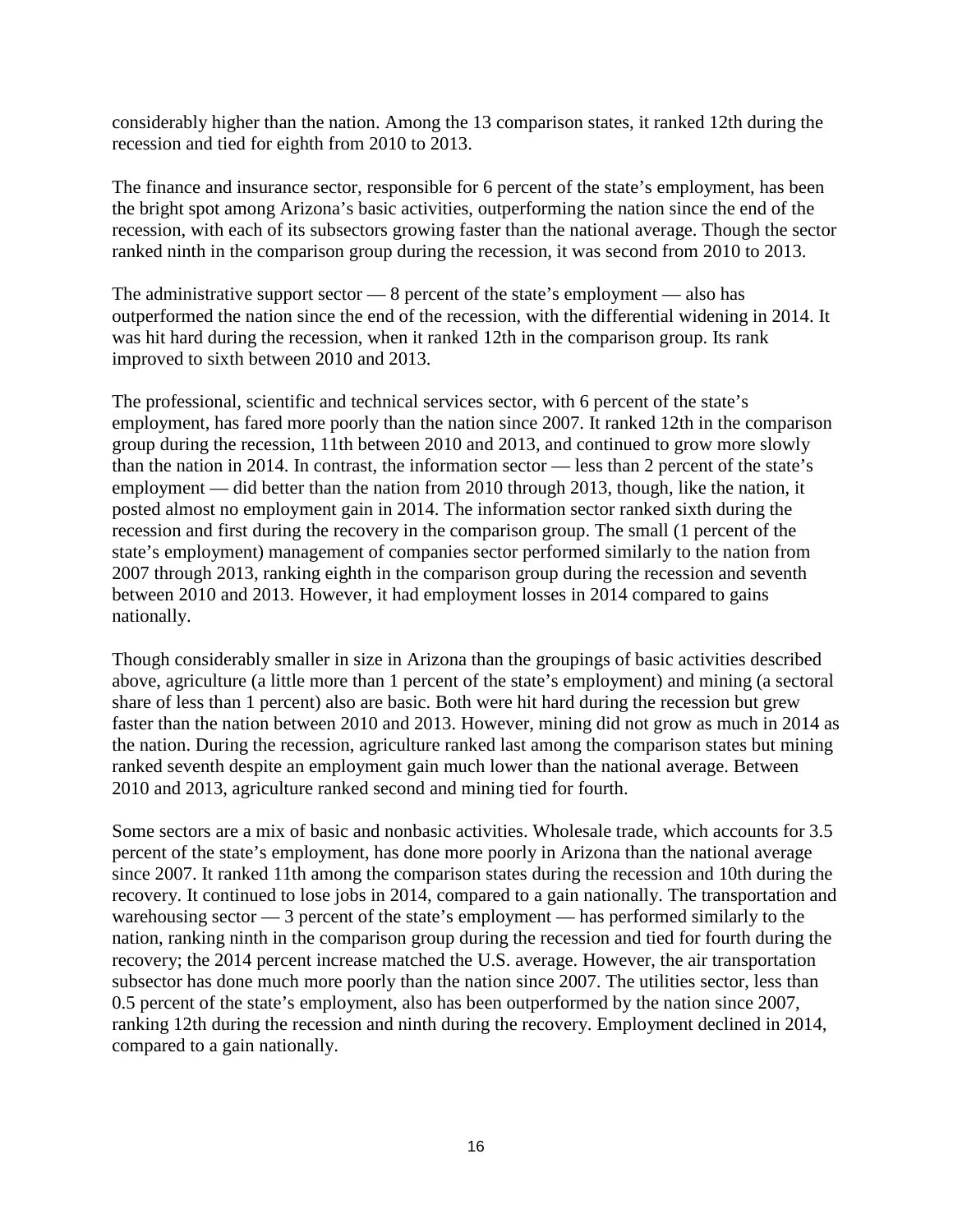considerably higher than the nation. Among the 13 comparison states, it ranked 12th during the recession and tied for eighth from 2010 to 2013.

The finance and insurance sector, responsible for 6 percent of the state's employment, has been the bright spot among Arizona's basic activities, outperforming the nation since the end of the recession, with each of its subsectors growing faster than the national average. Though the sector ranked ninth in the comparison group during the recession, it was second from 2010 to 2013.

The administrative support sector — 8 percent of the state's employment — also has outperformed the nation since the end of the recession, with the differential widening in 2014. It was hit hard during the recession, when it ranked 12th in the comparison group. Its rank improved to sixth between 2010 and 2013.

The professional, scientific and technical services sector, with 6 percent of the state's employment, has fared more poorly than the nation since 2007. It ranked 12th in the comparison group during the recession, 11th between 2010 and 2013, and continued to grow more slowly than the nation in 2014. In contrast, the information sector — less than 2 percent of the state's employment — did better than the nation from 2010 through 2013, though, like the nation, it posted almost no employment gain in 2014. The information sector ranked sixth during the recession and first during the recovery in the comparison group. The small (1 percent of the state's employment) management of companies sector performed similarly to the nation from 2007 through 2013, ranking eighth in the comparison group during the recession and seventh between 2010 and 2013. However, it had employment losses in 2014 compared to gains nationally.

Though considerably smaller in size in Arizona than the groupings of basic activities described above, agriculture (a little more than 1 percent of the state's employment) and mining (a sectoral share of less than 1 percent) also are basic. Both were hit hard during the recession but grew faster than the nation between 2010 and 2013. However, mining did not grow as much in 2014 as the nation. During the recession, agriculture ranked last among the comparison states but mining ranked seventh despite an employment gain much lower than the national average. Between 2010 and 2013, agriculture ranked second and mining tied for fourth.

Some sectors are a mix of basic and nonbasic activities. Wholesale trade, which accounts for 3.5 percent of the state's employment, has done more poorly in Arizona than the national average since 2007. It ranked 11th among the comparison states during the recession and 10th during the recovery. It continued to lose jobs in 2014, compared to a gain nationally. The transportation and warehousing sector — 3 percent of the state's employment — has performed similarly to the nation, ranking ninth in the comparison group during the recession and tied for fourth during the recovery; the 2014 percent increase matched the U.S. average. However, the air transportation subsector has done much more poorly than the nation since 2007. The utilities sector, less than 0.5 percent of the state's employment, also has been outperformed by the nation since 2007, ranking 12th during the recession and ninth during the recovery. Employment declined in 2014, compared to a gain nationally.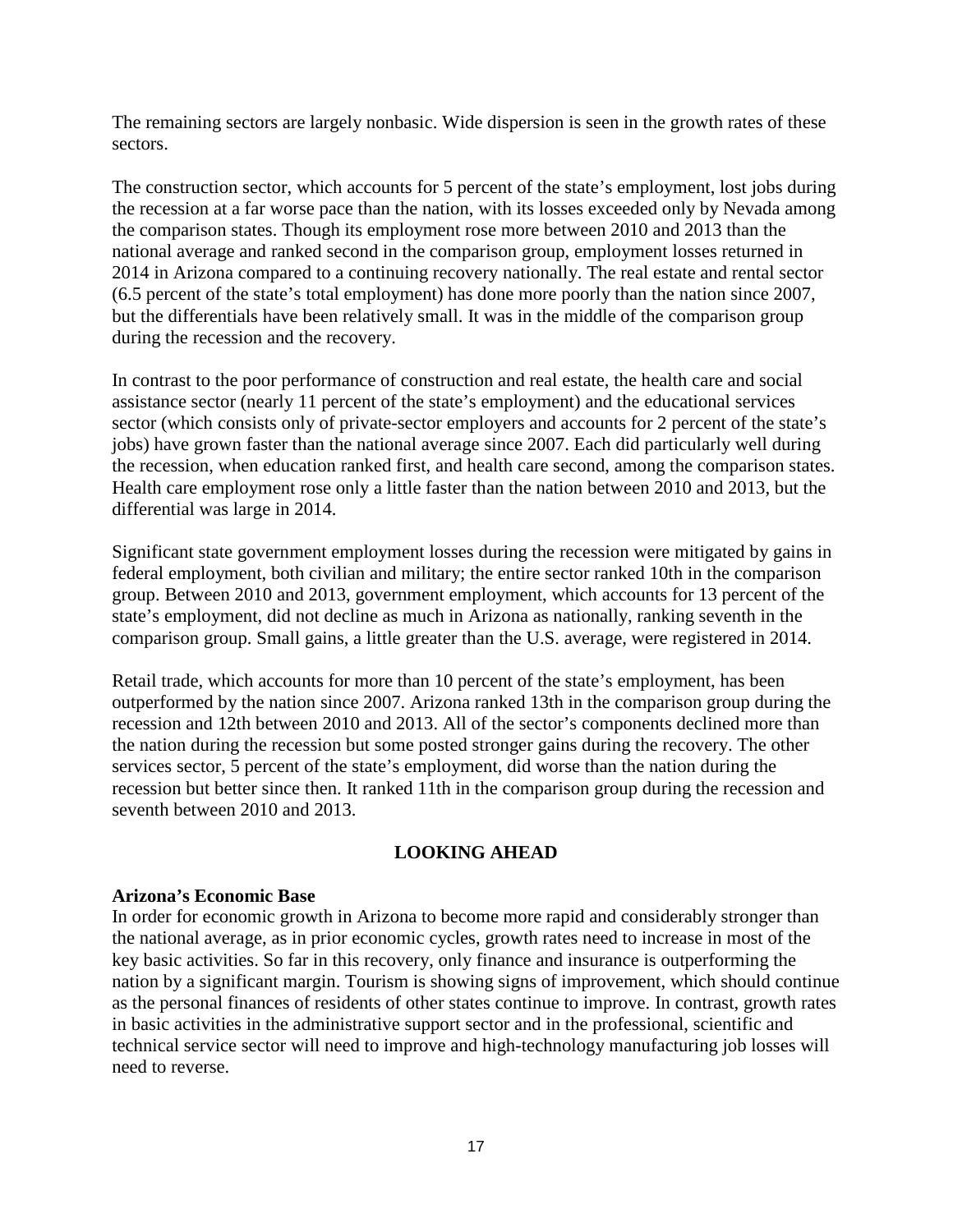The remaining sectors are largely nonbasic. Wide dispersion is seen in the growth rates of these sectors.

The construction sector, which accounts for 5 percent of the state's employment, lost jobs during the recession at a far worse pace than the nation, with its losses exceeded only by Nevada among the comparison states. Though its employment rose more between 2010 and 2013 than the national average and ranked second in the comparison group, employment losses returned in 2014 in Arizona compared to a continuing recovery nationally. The real estate and rental sector (6.5 percent of the state's total employment) has done more poorly than the nation since 2007, but the differentials have been relatively small. It was in the middle of the comparison group during the recession and the recovery.

In contrast to the poor performance of construction and real estate, the health care and social assistance sector (nearly 11 percent of the state's employment) and the educational services sector (which consists only of private-sector employers and accounts for 2 percent of the state's jobs) have grown faster than the national average since 2007. Each did particularly well during the recession, when education ranked first, and health care second, among the comparison states. Health care employment rose only a little faster than the nation between 2010 and 2013, but the differential was large in 2014.

Significant state government employment losses during the recession were mitigated by gains in federal employment, both civilian and military; the entire sector ranked 10th in the comparison group. Between 2010 and 2013, government employment, which accounts for 13 percent of the state's employment, did not decline as much in Arizona as nationally, ranking seventh in the comparison group. Small gains, a little greater than the U.S. average, were registered in 2014.

Retail trade, which accounts for more than 10 percent of the state's employment, has been outperformed by the nation since 2007. Arizona ranked 13th in the comparison group during the recession and 12th between 2010 and 2013. All of the sector's components declined more than the nation during the recession but some posted stronger gains during the recovery. The other services sector, 5 percent of the state's employment, did worse than the nation during the recession but better since then. It ranked 11th in the comparison group during the recession and seventh between 2010 and 2013.

## LOOKING AHEAD

### Arizona's Economic Base

In order for economic growth in Arizona to become more rapid and considerably stronger than the national average, as in prior economic cycles, growth rates need to increase in most of the key basic activities. So far in this recovery, only finance and insurance is outperforming the nation by a significant margin. Tourism is showing signs of improvement, which should continue as the personal finances of residents of other states continue to improve. In contrast, growth rates in basic activities in the administrative support sector and in the professional, scientific and technical service sector will need to improve and high-technology manufacturing job losses will need to reverse.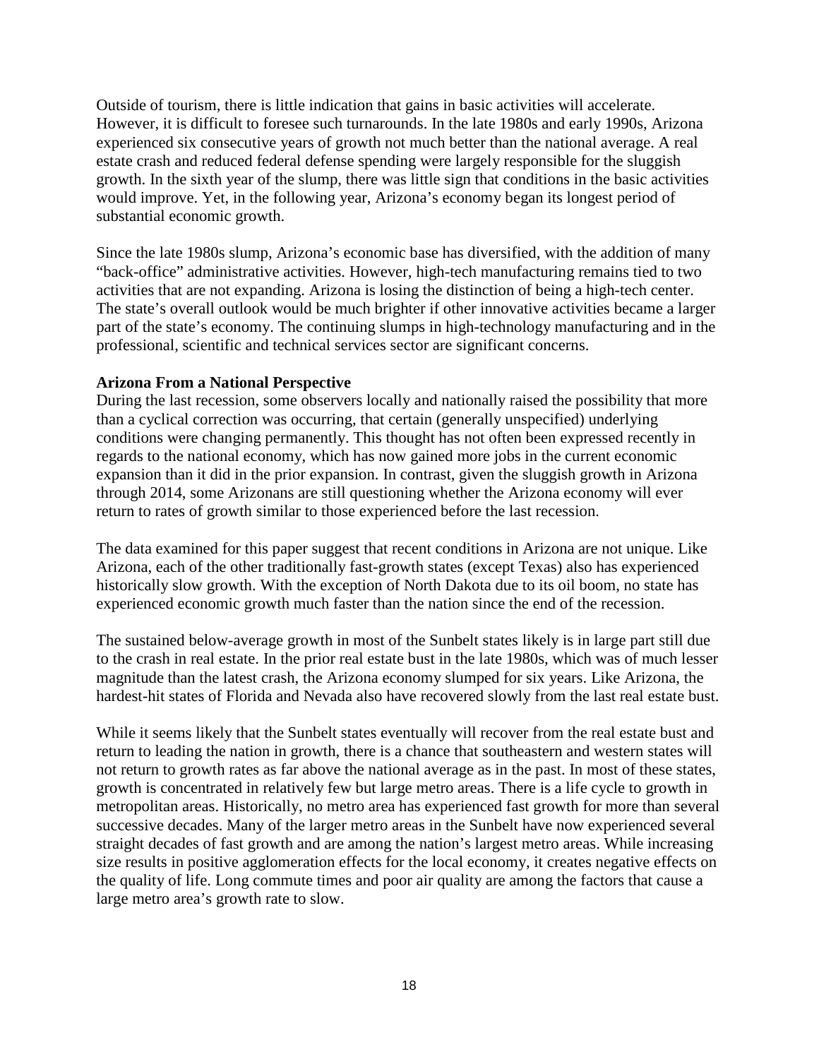Outside of tourism, there is little indication that gains in basic activities will accelerate. However, it is difficult to foresee such turnarounds. In the late 1980s and early 1990s, Arizona experienced six consecutive years of growth not much better than the national average. A real estate crash and reduced federal defense spending were largely responsible for the sluggish growth. In the sixth year of the slump, there was little sign that conditions in the basic activities would improve. Yet, in the following year, Arizona's economy began its longest period of substantial economic growth.

Since the late 1980s slump, Arizona's economic base has diversified, with the addition of many "back-office" administrative activities. However, high-tech manufacturing remains tied to two activities that are not expanding. Arizona is losing the distinction of being a high-tech center. The state's overall outlook would be much brighter if other innovative activities became a larger part of the state's economy. The continuing slumps in high-technology manufacturing and in the professional, scientific and technical services sector are significant concerns.

**Arizona From a National Perspective**

During the last recession, some observers locally and nationally raised the possibility that more than a cyclical correction was occurring, that certain (generally unspecified) underlying conditions were changing permanently. This thought has not often been expressed recently in regards to the national economy, which has now gained more jobs in the current economic expansion than it did in the prior expansion. In contrast, given the sluggish growth in Arizona through 2014, some Arizonans are still questioning whether the Arizona economy will ever return to rates of growth similar to those experienced before the last recession.

The data examined for this paper suggest that recent conditions in Arizona are not unique. Like Arizona, each of the other traditionally fast-growth states (except Texas) also has experienced historically slow growth. With the exception of North Dakota due to its oil boom, no state has experienced economic growth much faster than the nation since the end of the recession.

The sustained below-average growth in most of the Sunbelt states likely is in large part still due to the crash in real estate. In the prior real estate bust in the late 1980s, which was of much lesser magnitude than the latest crash, the Arizona economy slumped for six years. Like Arizona, the hardest-hit states of Florida and Nevada also have recovered slowly from the last real estate bust.

While it seems likely that the Sunbelt states eventually will recover from the real estate bust and return to leading the nation in growth, there is a chance that southeastern and western states will not return to growth rates as far above the national average as in the past. In most of these states, growth is concentrated in relatively few but large metro areas. There is a life cycle to growth in metropolitan areas. Historically, no metro area has experienced fast growth for more than several successive decades. Many of the larger metro areas in the Sunbelt have now experienced several straight decades of fast growth and are among the nation's largest metro areas. While increasing size results in positive agglomeration effects for the local economy, it creates negative effects on the quality of life. Long commute times and poor air quality are among the factors that cause a large metro area's growth rate to slow.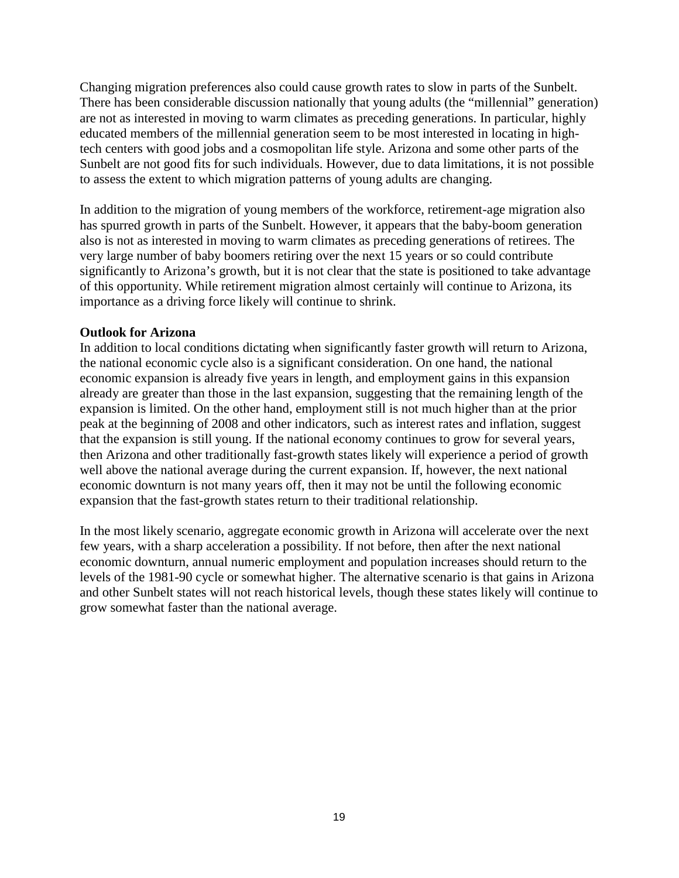Changing migration preferences also could cause growth rates to slow in parts of the Sunbelt. There has been considerable discussion nationally that young adults (the "millennial" generation) are not as interested in moving to warm climates as preceding generations. In particular, highly educated members of the millennial generation seem to be most interested in locating in high-tech centers with good jobs and a cosmopolitan life style. Arizona and some other parts of the Sunbelt are not good fits for such individuals. However, due to data limitations, it is not possible to assess the extent to which migration patterns of young adults are changing.

In addition to the migration of young members of the workforce, retirement-age migration also has spurred growth in parts of the Sunbelt. However, it appears that the baby-boom generation also is not as interested in moving to warm climates as preceding generations of retirees. The very large number of baby boomers retiring over the next 15 years or so could contribute significantly to Arizona's growth, but it is not clear that the state is positioned to take advantage of this opportunity. While retirement migration almost certainly will continue to Arizona, its importance as a driving force likely will continue to shrink.

**Outlook for Arizona**

In addition to local conditions dictating when significantly faster growth will return to Arizona, the national economic cycle also is a significant consideration. On one hand, the national economic expansion is already five years in length, and employment gains in this expansion already are greater than those in the last expansion, suggesting that the remaining length of the expansion is limited. On the other hand, employment still is not much higher than at the prior peak at the beginning of 2008 and other indicators, such as interest rates and inflation, suggest that the expansion is still young. If the national economy continues to grow for several years, then Arizona and other traditionally fast-growth states likely will experience a period of growth well above the national average during the current expansion. If, however, the next national economic downturn is not many years off, then it may not be until the following economic expansion that the fast-growth states return to their traditional relationship.

In the most likely scenario, aggregate economic growth in Arizona will accelerate over the next few years, with a sharp acceleration a possibility. If not before, then after the next national economic downturn, annual numeric employment and population increases should return to the levels of the 1981-90 cycle or somewhat higher. The alternative scenario is that gains in Arizona and other Sunbelt states will not reach historical levels, though these states likely will continue to grow somewhat faster than the national average.